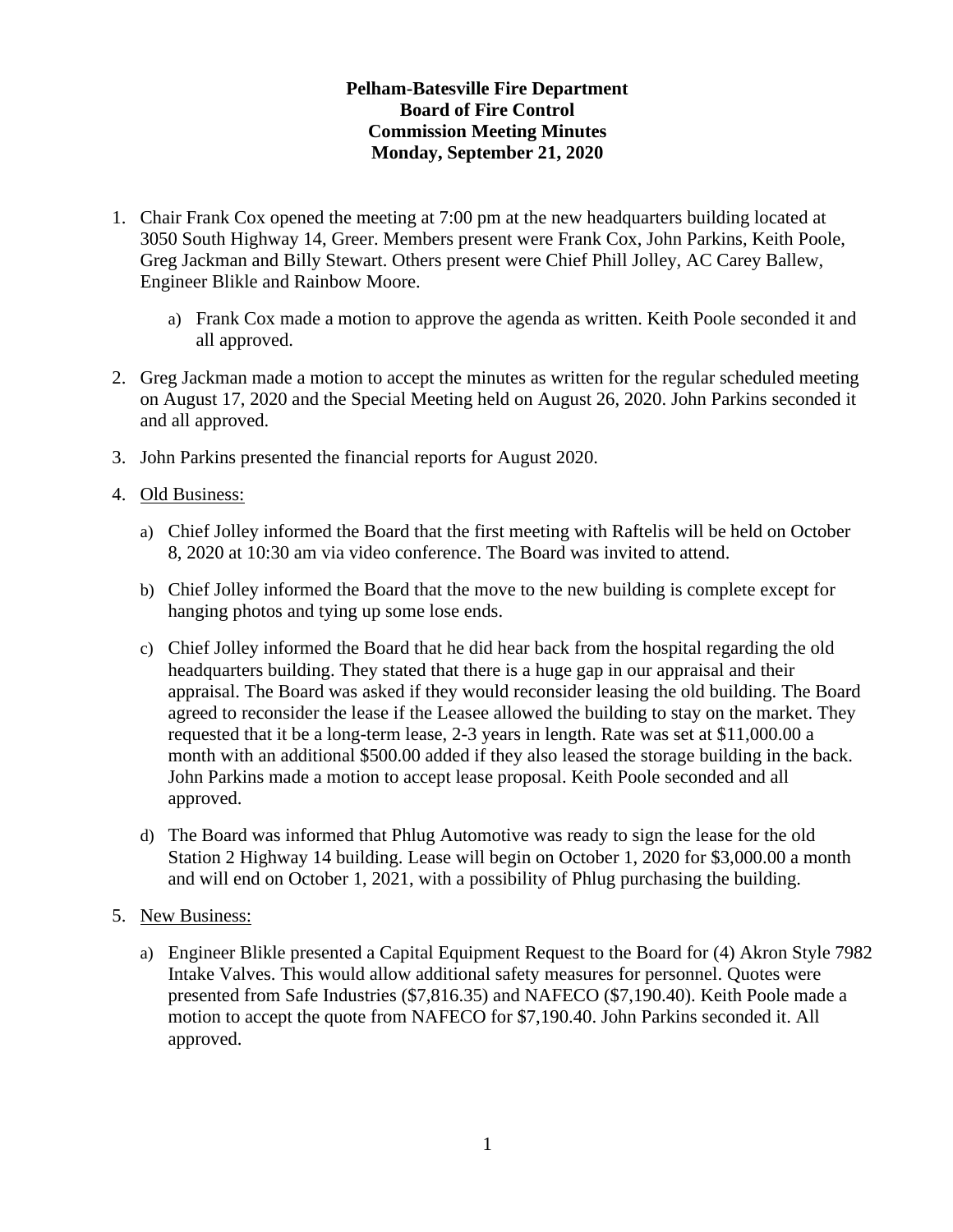**Pelham-Batesville Fire Department**
**Board of Fire Control**
**Commission Meeting Minutes**
**Monday, September 21, 2020**

1. Chair Frank Cox opened the meeting at 7:00 pm at the new headquarters building located at 3050 South Highway 14, Greer. Members present were Frank Cox, John Parkins, Keith Poole, Greg Jackman and Billy Stewart. Others present were Chief Phill Jolley, AC Carey Ballew, Engineer Blikle and Rainbow Moore.

   a) Frank Cox made a motion to approve the agenda as written. Keith Poole seconded it and all approved.

2. Greg Jackman made a motion to accept the minutes as written for the regular scheduled meeting on August 17, 2020 and the Special Meeting held on August 26, 2020. John Parkins seconded it and all approved.

3. John Parkins presented the financial reports for August 2020.

4. Old Business:

   a) Chief Jolley informed the Board that the first meeting with Raftelis will be held on October 8, 2020 at 10:30 am via video conference. The Board was invited to attend.

   b) Chief Jolley informed the Board that the move to the new building is complete except for hanging photos and tying up some lose ends.

   c) Chief Jolley informed the Board that he did hear back from the hospital regarding the old headquarters building. They stated that there is a huge gap in our appraisal and their appraisal. The Board was asked if they would reconsider leasing the old building. The Board agreed to reconsider the lease if the Leasee allowed the building to stay on the market. They requested that it be a long-term lease, 2-3 years in length. Rate was set at $11,000.00 a month with an additional $500.00 added if they also leased the storage building in the back. John Parkins made a motion to accept lease proposal. Keith Poole seconded and all approved.

   d) The Board was informed that Phlug Automotive was ready to sign the lease for the old Station 2 Highway 14 building. Lease will begin on October 1, 2020 for $3,000.00 a month and will end on October 1, 2021, with a possibility of Phlug purchasing the building.

5. New Business:

   a) Engineer Blikle presented a Capital Equipment Request to the Board for (4) Akron Style 7982 Intake Valves. This would allow additional safety measures for personnel. Quotes were presented from Safe Industries ($7,816.35) and NAFECO ($7,190.40). Keith Poole made a motion to accept the quote from NAFECO for $7,190.40. John Parkins seconded it. All approved.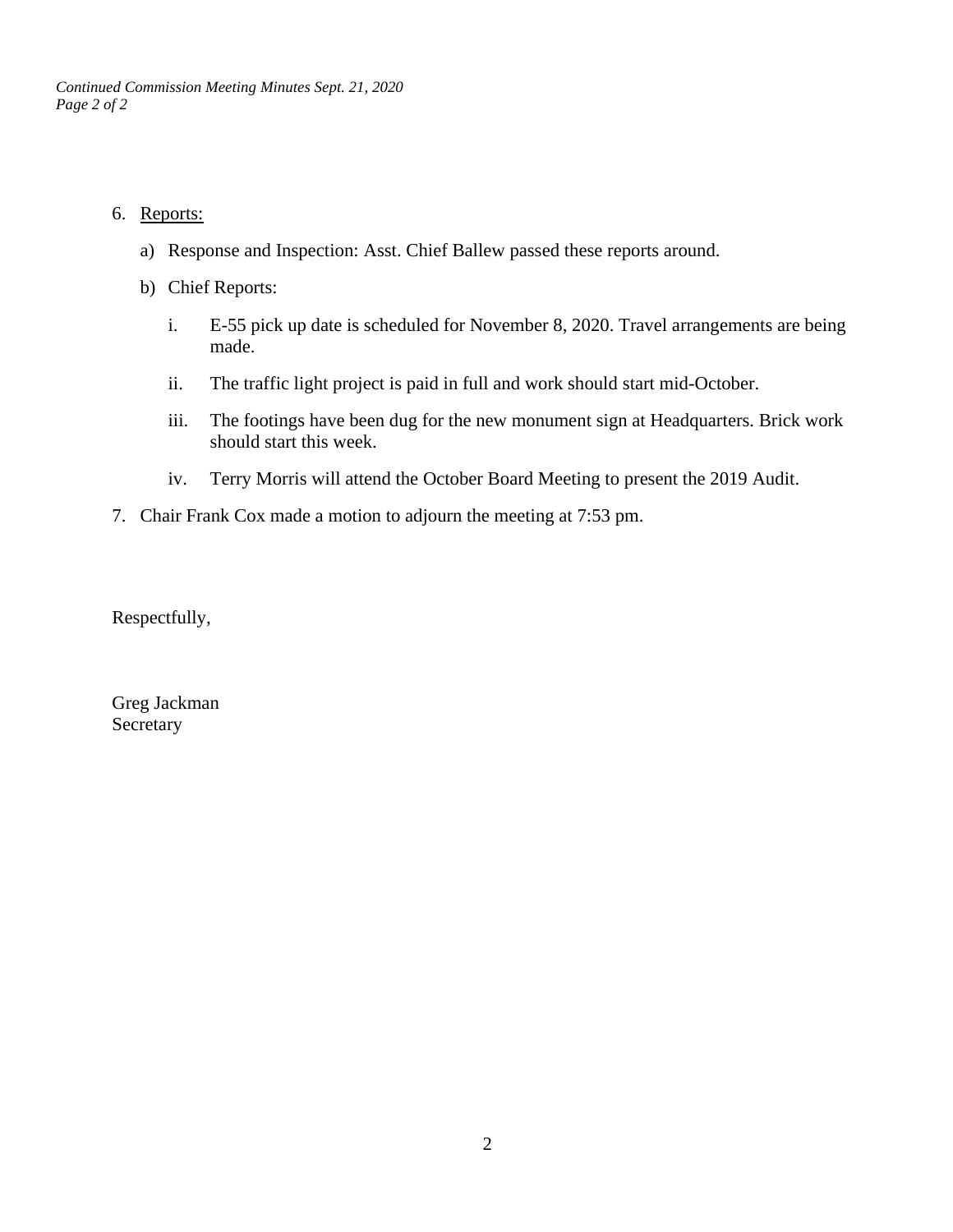6. <u>Reports:</u>

   a) Response and Inspection: Asst. Chief Ballew passed these reports around.

   b) Chief Reports:

      i. E-55 pick up date is scheduled for November 8, 2020. Travel arrangements are being made.

      ii. The traffic light project is paid in full and work should start mid-October.

      iii. The footings have been dug for the new monument sign at Headquarters. Brick work should start this week.

      iv. Terry Morris will attend the October Board Meeting to present the 2019 Audit.

7. Chair Frank Cox made a motion to adjourn the meeting at 7:53 pm.

Respectfully,

Greg Jackman
Secretary